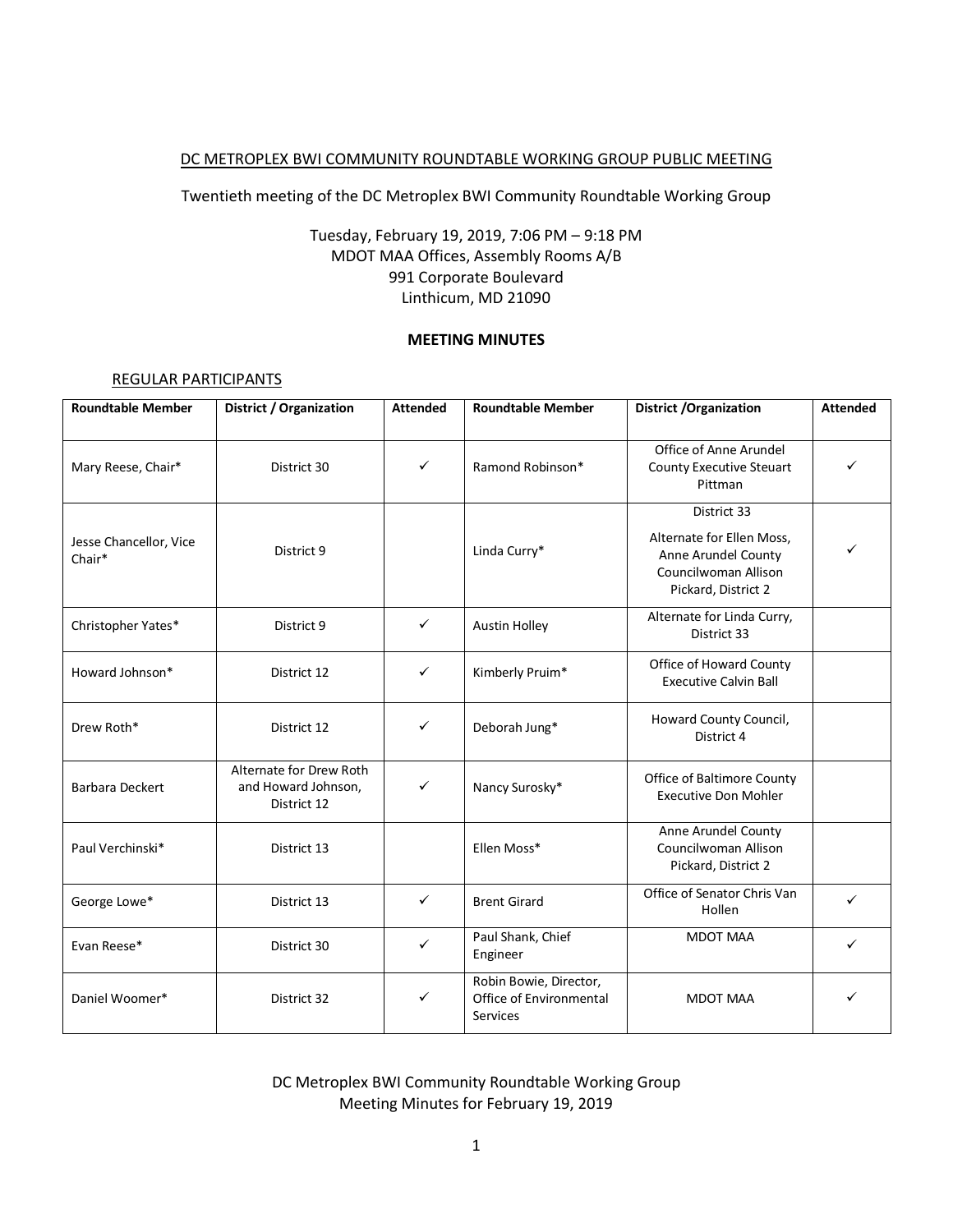DC METROPLEX BWI COMMUNITY ROUNDTABLE WORKING GROUP PUBLIC MEETING

Twentieth meeting of the DC Metroplex BWI Community Roundtable Working Group

Tuesday, February 19, 2019, 7:06 PM – 9:18 PM
MDOT MAA Offices, Assembly Rooms A/B
991 Corporate Boulevard
Linthicum, MD 21090

**MEETING MINUTES**

REGULAR PARTICIPANTS

| Roundtable Member | District / Organization | Attended | Roundtable Member | District /Organization | Attended |
|---|---|---|---|---|---|
| Mary Reese, Chair* | District 30 | ✓ | Ramond Robinson* | Office of Anne Arundel County Executive Steuart Pittman | ✓ |
| Jesse Chancellor, Vice Chair* | District 9 | | Linda Curry* | District 33<br>Alternate for Ellen Moss, Anne Arundel County Councilwoman Allison Pickard, District 2 | ✓ |
| Christopher Yates* | District 9 | ✓ | Austin Holley | Alternate for Linda Curry, District 33 | |
| Howard Johnson* | District 12 | ✓ | Kimberly Pruim* | Office of Howard County Executive Calvin Ball | |
| Drew Roth* | District 12 | ✓ | Deborah Jung* | Howard County Council, District 4 | |
| Barbara Deckert | Alternate for Drew Roth and Howard Johnson, District 12 | ✓ | Nancy Surosky* | Office of Baltimore County Executive Don Mohler | |
| Paul Verchinski* | District 13 | | Ellen Moss* | Anne Arundel County Councilwoman Allison Pickard, District 2 | |
| George Lowe* | District 13 | ✓ | Brent Girard | Office of Senator Chris Van Hollen | ✓ |
| Evan Reese* | District 30 | ✓ | Paul Shank, Chief Engineer | MDOT MAA | ✓ |
| Daniel Woomer* | District 32 | ✓ | Robin Bowie, Director, Office of Environmental Services | MDOT MAA | ✓ |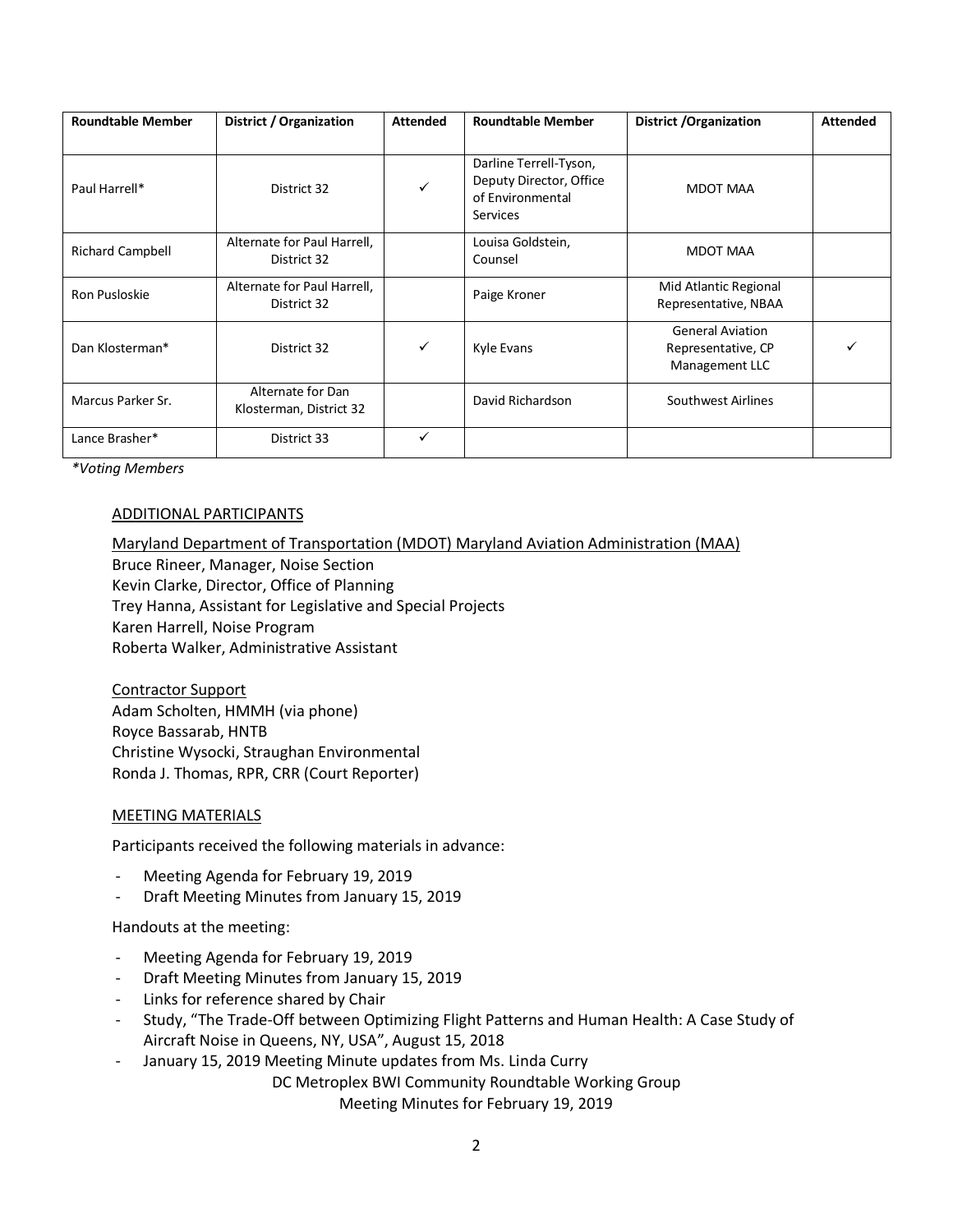| Roundtable Member | District / Organization | Attended | Roundtable Member | District /Organization | Attended |
|---|---|---|---|---|---|
| Paul Harrell* | District 32 | ✓ | Darline Terrell-Tyson, Deputy Director, Office of Environmental Services | MDOT MAA | |
| Richard Campbell | Alternate for Paul Harrell, District 32 | | Louisa Goldstein, Counsel | MDOT MAA | |
| Ron Pusloskie | Alternate for Paul Harrell, District 32 | | Paige Kroner | Mid Atlantic Regional Representative, NBAA | |
| Dan Klosterman* | District 32 | ✓ | Kyle Evans | General Aviation Representative, CP Management LLC | ✓ |
| Marcus Parker Sr. | Alternate for Dan Klosterman, District 32 | | David Richardson | Southwest Airlines | |
| Lance Brasher* | District 33 | ✓ | | | |

*\*Voting Members*

ADDITIONAL PARTICIPANTS

Maryland Department of Transportation (MDOT) Maryland Aviation Administration (MAA)
Bruce Rineer, Manager, Noise Section
Kevin Clarke, Director, Office of Planning
Trey Hanna, Assistant for Legislative and Special Projects
Karen Harrell, Noise Program
Roberta Walker, Administrative Assistant

Contractor Support
Adam Scholten, HMMH (via phone)
Royce Bassarab, HNTB
Christine Wysocki, Straughan Environmental
Ronda J. Thomas, RPR, CRR (Court Reporter)

MEETING MATERIALS

Participants received the following materials in advance:

- Meeting Agenda for February 19, 2019
- Draft Meeting Minutes from January 15, 2019

Handouts at the meeting:

- Meeting Agenda for February 19, 2019
- Draft Meeting Minutes from January 15, 2019
- Links for reference shared by Chair
- Study, "The Trade-Off between Optimizing Flight Patterns and Human Health: A Case Study of Aircraft Noise in Queens, NY, USA", August 15, 2018
- January 15, 2019 Meeting Minute updates from Ms. Linda Curry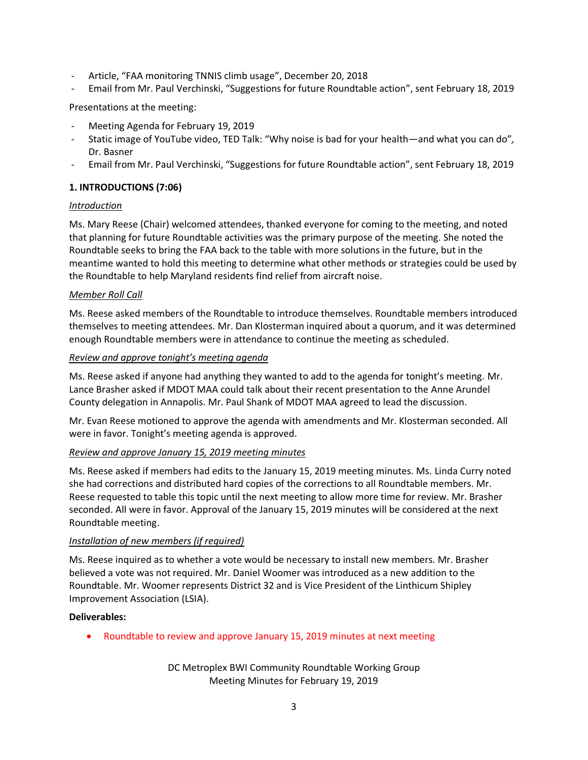- Article, “FAA monitoring TNNIS climb usage”, December 20, 2018
- Email from Mr. Paul Verchinski, “Suggestions for future Roundtable action”, sent February 18, 2019

Presentations at the meeting:

- Meeting Agenda for February 19, 2019
- Static image of YouTube video, TED Talk: “Why noise is bad for your health—and what you can do”, Dr. Basner
- Email from Mr. Paul Verchinski, “Suggestions for future Roundtable action”, sent February 18, 2019

**1. INTRODUCTIONS (7:06)**

*Introduction*

Ms. Mary Reese (Chair) welcomed attendees, thanked everyone for coming to the meeting, and noted that planning for future Roundtable activities was the primary purpose of the meeting. She noted the Roundtable seeks to bring the FAA back to the table with more solutions in the future, but in the meantime wanted to hold this meeting to determine what other methods or strategies could be used by the Roundtable to help Maryland residents find relief from aircraft noise.

*Member Roll Call*

Ms. Reese asked members of the Roundtable to introduce themselves. Roundtable members introduced themselves to meeting attendees. Mr. Dan Klosterman inquired about a quorum, and it was determined enough Roundtable members were in attendance to continue the meeting as scheduled.

*Review and approve tonight’s meeting agenda*

Ms. Reese asked if anyone had anything they wanted to add to the agenda for tonight’s meeting. Mr. Lance Brasher asked if MDOT MAA could talk about their recent presentation to the Anne Arundel County delegation in Annapolis. Mr. Paul Shank of MDOT MAA agreed to lead the discussion.

Mr. Evan Reese motioned to approve the agenda with amendments and Mr. Klosterman seconded. All were in favor. Tonight’s meeting agenda is approved.

*Review and approve January 15, 2019 meeting minutes*

Ms. Reese asked if members had edits to the January 15, 2019 meeting minutes. Ms. Linda Curry noted she had corrections and distributed hard copies of the corrections to all Roundtable members. Mr. Reese requested to table this topic until the next meeting to allow more time for review. Mr. Brasher seconded. All were in favor. Approval of the January 15, 2019 minutes will be considered at the next Roundtable meeting.

*Installation of new members (if required)*

Ms. Reese inquired as to whether a vote would be necessary to install new members. Mr. Brasher believed a vote was not required. Mr. Daniel Woomer was introduced as a new addition to the Roundtable. Mr. Woomer represents District 32 and is Vice President of the Linthicum Shipley Improvement Association (LSIA).

**Deliverables:**

- Roundtable to review and approve January 15, 2019 minutes at next meeting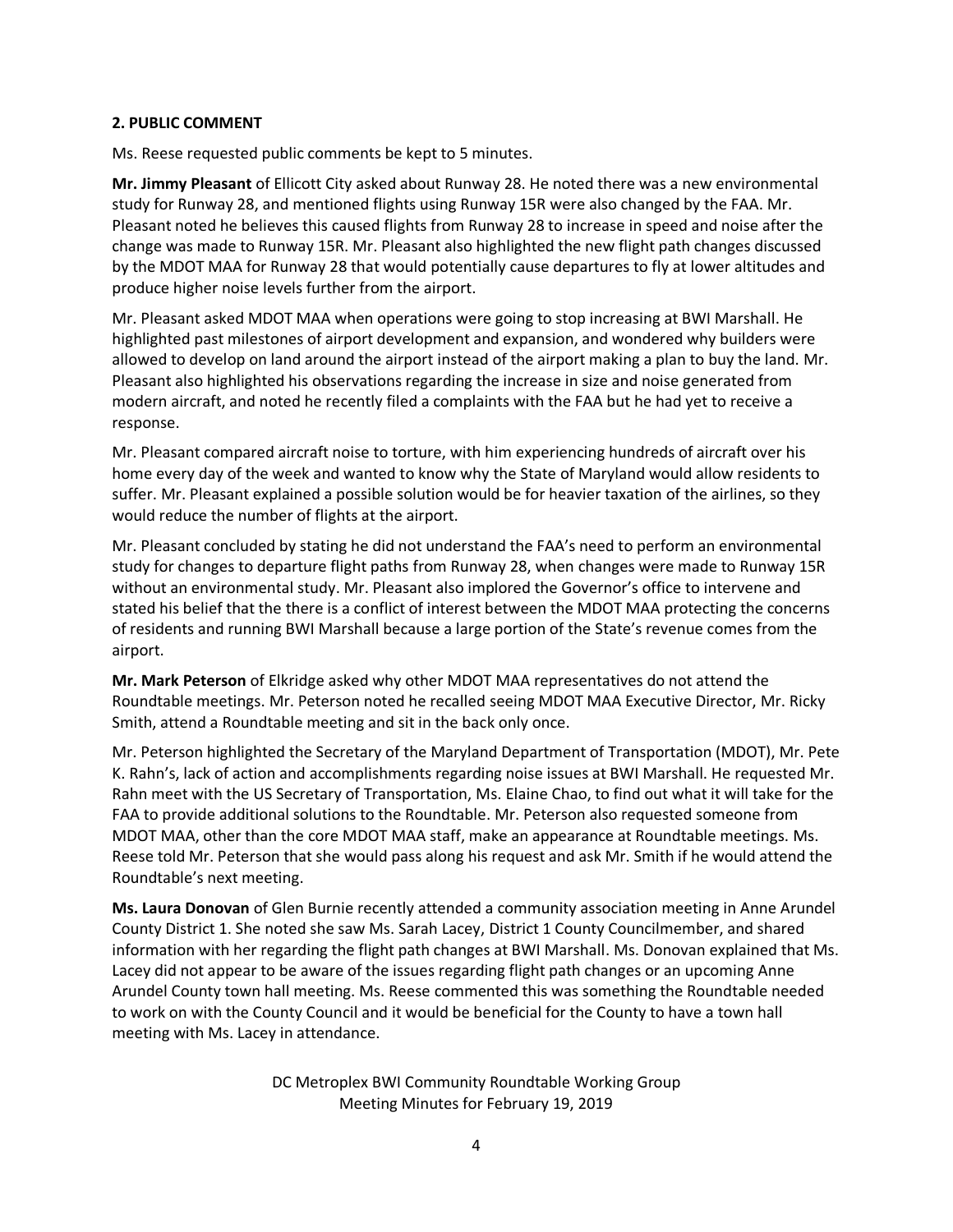**2. PUBLIC COMMENT**

Ms. Reese requested public comments be kept to 5 minutes.

**Mr. Jimmy Pleasant** of Ellicott City asked about Runway 28. He noted there was a new environmental study for Runway 28, and mentioned flights using Runway 15R were also changed by the FAA. Mr. Pleasant noted he believes this caused flights from Runway 28 to increase in speed and noise after the change was made to Runway 15R. Mr. Pleasant also highlighted the new flight path changes discussed by the MDOT MAA for Runway 28 that would potentially cause departures to fly at lower altitudes and produce higher noise levels further from the airport.

Mr. Pleasant asked MDOT MAA when operations were going to stop increasing at BWI Marshall. He highlighted past milestones of airport development and expansion, and wondered why builders were allowed to develop on land around the airport instead of the airport making a plan to buy the land. Mr. Pleasant also highlighted his observations regarding the increase in size and noise generated from modern aircraft, and noted he recently filed a complaints with the FAA but he had yet to receive a response.

Mr. Pleasant compared aircraft noise to torture, with him experiencing hundreds of aircraft over his home every day of the week and wanted to know why the State of Maryland would allow residents to suffer. Mr. Pleasant explained a possible solution would be for heavier taxation of the airlines, so they would reduce the number of flights at the airport.

Mr. Pleasant concluded by stating he did not understand the FAA's need to perform an environmental study for changes to departure flight paths from Runway 28, when changes were made to Runway 15R without an environmental study. Mr. Pleasant also implored the Governor's office to intervene and stated his belief that the there is a conflict of interest between the MDOT MAA protecting the concerns of residents and running BWI Marshall because a large portion of the State's revenue comes from the airport.

**Mr. Mark Peterson** of Elkridge asked why other MDOT MAA representatives do not attend the Roundtable meetings. Mr. Peterson noted he recalled seeing MDOT MAA Executive Director, Mr. Ricky Smith, attend a Roundtable meeting and sit in the back only once.

Mr. Peterson highlighted the Secretary of the Maryland Department of Transportation (MDOT), Mr. Pete K. Rahn's, lack of action and accomplishments regarding noise issues at BWI Marshall. He requested Mr. Rahn meet with the US Secretary of Transportation, Ms. Elaine Chao, to find out what it will take for the FAA to provide additional solutions to the Roundtable. Mr. Peterson also requested someone from MDOT MAA, other than the core MDOT MAA staff, make an appearance at Roundtable meetings. Ms. Reese told Mr. Peterson that she would pass along his request and ask Mr. Smith if he would attend the Roundtable's next meeting.

**Ms. Laura Donovan** of Glen Burnie recently attended a community association meeting in Anne Arundel County District 1. She noted she saw Ms. Sarah Lacey, District 1 County Councilmember, and shared information with her regarding the flight path changes at BWI Marshall. Ms. Donovan explained that Ms. Lacey did not appear to be aware of the issues regarding flight path changes or an upcoming Anne Arundel County town hall meeting. Ms. Reese commented this was something the Roundtable needed to work on with the County Council and it would be beneficial for the County to have a town hall meeting with Ms. Lacey in attendance.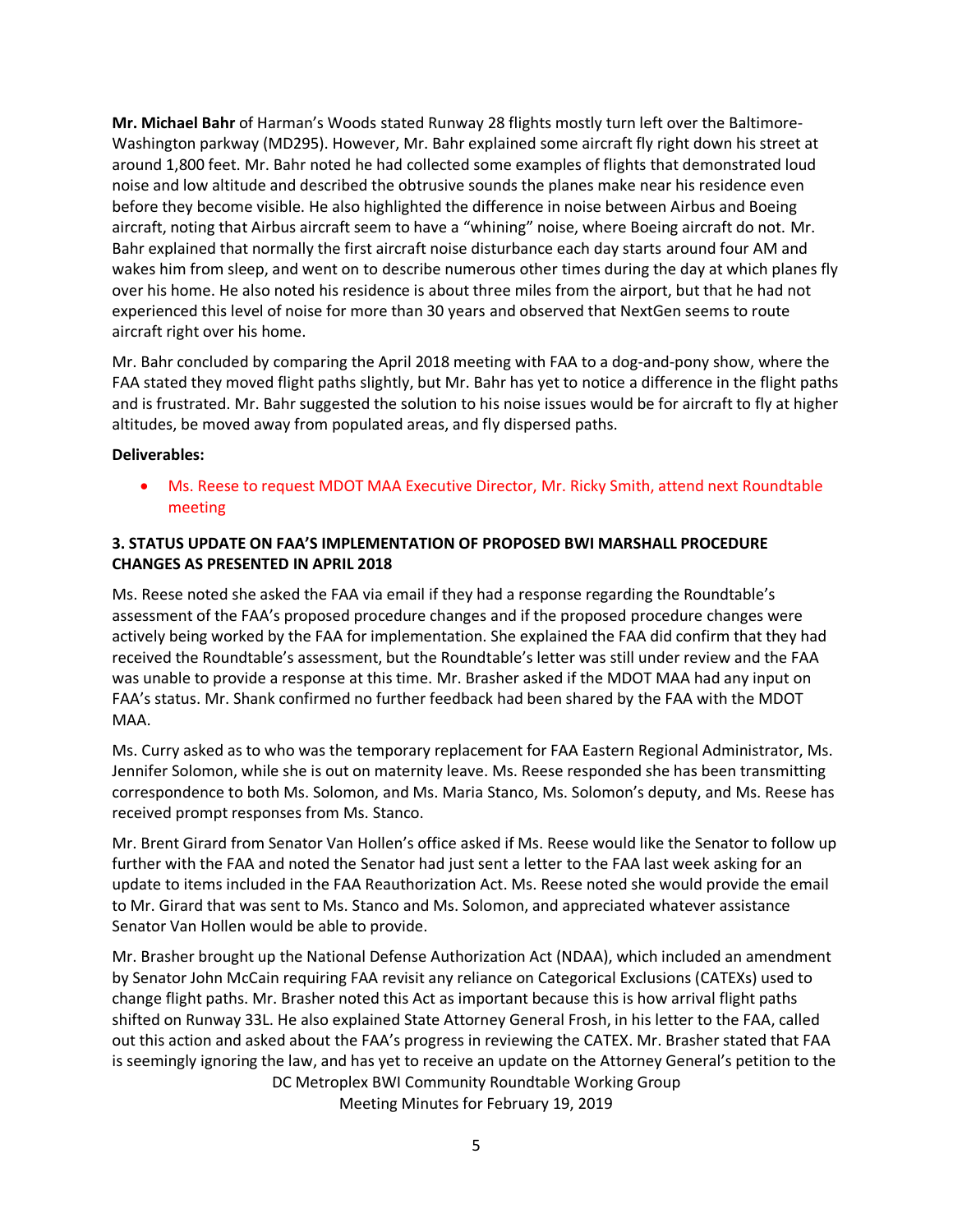**Mr. Michael Bahr** of Harman's Woods stated Runway 28 flights mostly turn left over the Baltimore-Washington parkway (MD295). However, Mr. Bahr explained some aircraft fly right down his street at around 1,800 feet. Mr. Bahr noted he had collected some examples of flights that demonstrated loud noise and low altitude and described the obtrusive sounds the planes make near his residence even before they become visible. He also highlighted the difference in noise between Airbus and Boeing aircraft, noting that Airbus aircraft seem to have a "whining" noise, where Boeing aircraft do not. Mr. Bahr explained that normally the first aircraft noise disturbance each day starts around four AM and wakes him from sleep, and went on to describe numerous other times during the day at which planes fly over his home. He also noted his residence is about three miles from the airport, but that he had not experienced this level of noise for more than 30 years and observed that NextGen seems to route aircraft right over his home.

Mr. Bahr concluded by comparing the April 2018 meeting with FAA to a dog-and-pony show, where the FAA stated they moved flight paths slightly, but Mr. Bahr has yet to notice a difference in the flight paths and is frustrated. Mr. Bahr suggested the solution to his noise issues would be for aircraft to fly at higher altitudes, be moved away from populated areas, and fly dispersed paths.

**Deliverables:**

- Ms. Reese to request MDOT MAA Executive Director, Mr. Ricky Smith, attend next Roundtable meeting

**3. STATUS UPDATE ON FAA'S IMPLEMENTATION OF PROPOSED BWI MARSHALL PROCEDURE CHANGES AS PRESENTED IN APRIL 2018**

Ms. Reese noted she asked the FAA via email if they had a response regarding the Roundtable's assessment of the FAA's proposed procedure changes and if the proposed procedure changes were actively being worked by the FAA for implementation. She explained the FAA did confirm that they had received the Roundtable's assessment, but the Roundtable's letter was still under review and the FAA was unable to provide a response at this time. Mr. Brasher asked if the MDOT MAA had any input on FAA's status. Mr. Shank confirmed no further feedback had been shared by the FAA with the MDOT MAA.

Ms. Curry asked as to who was the temporary replacement for FAA Eastern Regional Administrator, Ms. Jennifer Solomon, while she is out on maternity leave. Ms. Reese responded she has been transmitting correspondence to both Ms. Solomon, and Ms. Maria Stanco, Ms. Solomon's deputy, and Ms. Reese has received prompt responses from Ms. Stanco.

Mr. Brent Girard from Senator Van Hollen's office asked if Ms. Reese would like the Senator to follow up further with the FAA and noted the Senator had just sent a letter to the FAA last week asking for an update to items included in the FAA Reauthorization Act. Ms. Reese noted she would provide the email to Mr. Girard that was sent to Ms. Stanco and Ms. Solomon, and appreciated whatever assistance Senator Van Hollen would be able to provide.

Mr. Brasher brought up the National Defense Authorization Act (NDAA), which included an amendment by Senator John McCain requiring FAA revisit any reliance on Categorical Exclusions (CATEXs) used to change flight paths. Mr. Brasher noted this Act as important because this is how arrival flight paths shifted on Runway 33L. He also explained State Attorney General Frosh, in his letter to the FAA, called out this action and asked about the FAA's progress in reviewing the CATEX. Mr. Brasher stated that FAA is seemingly ignoring the law, and has yet to receive an update on the Attorney General's petition to the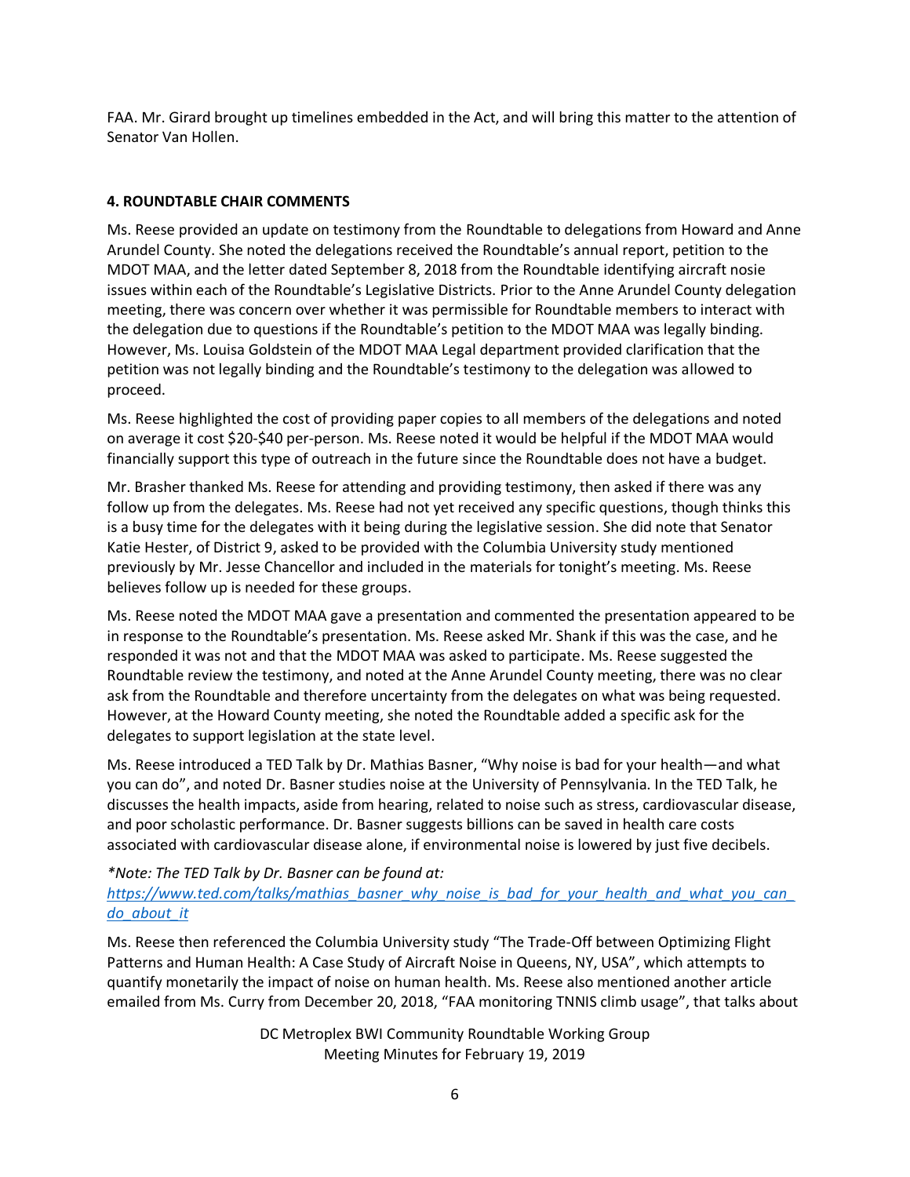FAA. Mr. Girard brought up timelines embedded in the Act, and will bring this matter to the attention of Senator Van Hollen.

**4. ROUNDTABLE CHAIR COMMENTS**

Ms. Reese provided an update on testimony from the Roundtable to delegations from Howard and Anne Arundel County. She noted the delegations received the Roundtable's annual report, petition to the MDOT MAA, and the letter dated September 8, 2018 from the Roundtable identifying aircraft nosie issues within each of the Roundtable's Legislative Districts. Prior to the Anne Arundel County delegation meeting, there was concern over whether it was permissible for Roundtable members to interact with the delegation due to questions if the Roundtable's petition to the MDOT MAA was legally binding. However, Ms. Louisa Goldstein of the MDOT MAA Legal department provided clarification that the petition was not legally binding and the Roundtable's testimony to the delegation was allowed to proceed.

Ms. Reese highlighted the cost of providing paper copies to all members of the delegations and noted on average it cost $20-$40 per-person. Ms. Reese noted it would be helpful if the MDOT MAA would financially support this type of outreach in the future since the Roundtable does not have a budget.

Mr. Brasher thanked Ms. Reese for attending and providing testimony, then asked if there was any follow up from the delegates. Ms. Reese had not yet received any specific questions, though thinks this is a busy time for the delegates with it being during the legislative session. She did note that Senator Katie Hester, of District 9, asked to be provided with the Columbia University study mentioned previously by Mr. Jesse Chancellor and included in the materials for tonight's meeting. Ms. Reese believes follow up is needed for these groups.

Ms. Reese noted the MDOT MAA gave a presentation and commented the presentation appeared to be in response to the Roundtable's presentation. Ms. Reese asked Mr. Shank if this was the case, and he responded it was not and that the MDOT MAA was asked to participate. Ms. Reese suggested the Roundtable review the testimony, and noted at the Anne Arundel County meeting, there was no clear ask from the Roundtable and therefore uncertainty from the delegates on what was being requested. However, at the Howard County meeting, she noted the Roundtable added a specific ask for the delegates to support legislation at the state level.

Ms. Reese introduced a TED Talk by Dr. Mathias Basner, "Why noise is bad for your health—and what you can do", and noted Dr. Basner studies noise at the University of Pennsylvania. In the TED Talk, he discusses the health impacts, aside from hearing, related to noise such as stress, cardiovascular disease, and poor scholastic performance. Dr. Basner suggests billions can be saved in health care costs associated with cardiovascular disease alone, if environmental noise is lowered by just five decibels.

*\*Note: The TED Talk by Dr. Basner can be found at:* *https://www.ted.com/talks/mathias_basner_why_noise_is_bad_for_your_health_and_what_you_can_do_about_it*

Ms. Reese then referenced the Columbia University study "The Trade-Off between Optimizing Flight Patterns and Human Health: A Case Study of Aircraft Noise in Queens, NY, USA", which attempts to quantify monetarily the impact of noise on human health. Ms. Reese also mentioned another article emailed from Ms. Curry from December 20, 2018, "FAA monitoring TNNIS climb usage", that talks about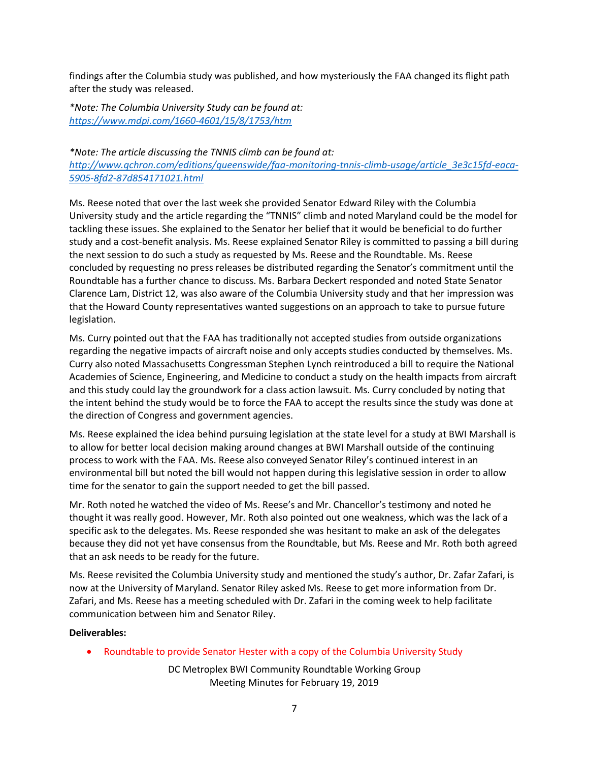findings after the Columbia study was published, and how mysteriously the FAA changed its flight path after the study was released.

*\*Note: The Columbia University Study can be found at:*
[https://www.mdpi.com/1660-4601/15/8/1753/htm](https://www.mdpi.com/1660-4601/15/8/1753/htm)

*\*Note: The article discussing the TNNIS climb can be found at:*
[http://www.qchron.com/editions/queenswide/faa-monitoring-tnnis-climb-usage/article_3e3c15fd-eaca-5905-8fd2-87d854171021.html](http://www.qchron.com/editions/queenswide/faa-monitoring-tnnis-climb-usage/article_3e3c15fd-eaca-5905-8fd2-87d854171021.html)

Ms. Reese noted that over the last week she provided Senator Edward Riley with the Columbia University study and the article regarding the "TNNIS" climb and noted Maryland could be the model for tackling these issues. She explained to the Senator her belief that it would be beneficial to do further study and a cost-benefit analysis. Ms. Reese explained Senator Riley is committed to passing a bill during the next session to do such a study as requested by Ms. Reese and the Roundtable. Ms. Reese concluded by requesting no press releases be distributed regarding the Senator's commitment until the Roundtable has a further chance to discuss. Ms. Barbara Deckert responded and noted State Senator Clarence Lam, District 12, was also aware of the Columbia University study and that her impression was that the Howard County representatives wanted suggestions on an approach to take to pursue future legislation.

Ms. Curry pointed out that the FAA has traditionally not accepted studies from outside organizations regarding the negative impacts of aircraft noise and only accepts studies conducted by themselves. Ms. Curry also noted Massachusetts Congressman Stephen Lynch reintroduced a bill to require the National Academies of Science, Engineering, and Medicine to conduct a study on the health impacts from aircraft and this study could lay the groundwork for a class action lawsuit. Ms. Curry concluded by noting that the intent behind the study would be to force the FAA to accept the results since the study was done at the direction of Congress and government agencies.

Ms. Reese explained the idea behind pursuing legislation at the state level for a study at BWI Marshall is to allow for better local decision making around changes at BWI Marshall outside of the continuing process to work with the FAA. Ms. Reese also conveyed Senator Riley's continued interest in an environmental bill but noted the bill would not happen during this legislative session in order to allow time for the senator to gain the support needed to get the bill passed.

Mr. Roth noted he watched the video of Ms. Reese's and Mr. Chancellor's testimony and noted he thought it was really good. However, Mr. Roth also pointed out one weakness, which was the lack of a specific ask to the delegates. Ms. Reese responded she was hesitant to make an ask of the delegates because they did not yet have consensus from the Roundtable, but Ms. Reese and Mr. Roth both agreed that an ask needs to be ready for the future.

Ms. Reese revisited the Columbia University study and mentioned the study's author, Dr. Zafar Zafari, is now at the University of Maryland. Senator Riley asked Ms. Reese to get more information from Dr. Zafari, and Ms. Reese has a meeting scheduled with Dr. Zafari in the coming week to help facilitate communication between him and Senator Riley.

**Deliverables:**

- Roundtable to provide Senator Hester with a copy of the Columbia University Study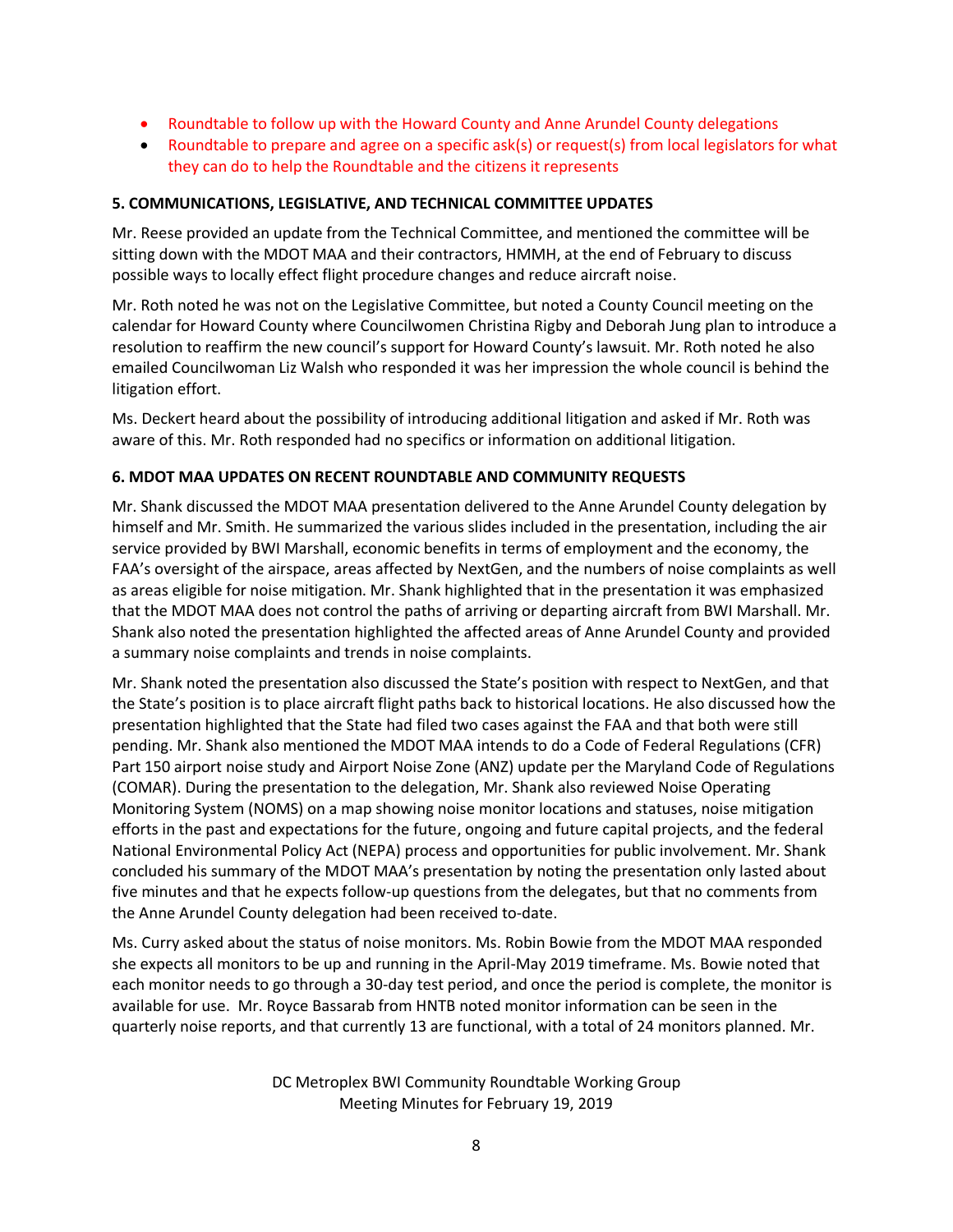- Roundtable to follow up with the Howard County and Anne Arundel County delegations
- Roundtable to prepare and agree on a specific ask(s) or request(s) from local legislators for what they can do to help the Roundtable and the citizens it represents

**5. COMMUNICATIONS, LEGISLATIVE, AND TECHNICAL COMMITTEE UPDATES**

Mr. Reese provided an update from the Technical Committee, and mentioned the committee will be sitting down with the MDOT MAA and their contractors, HMMH, at the end of February to discuss possible ways to locally effect flight procedure changes and reduce aircraft noise.

Mr. Roth noted he was not on the Legislative Committee, but noted a County Council meeting on the calendar for Howard County where Councilwomen Christina Rigby and Deborah Jung plan to introduce a resolution to reaffirm the new council's support for Howard County's lawsuit. Mr. Roth noted he also emailed Councilwoman Liz Walsh who responded it was her impression the whole council is behind the litigation effort.

Ms. Deckert heard about the possibility of introducing additional litigation and asked if Mr. Roth was aware of this. Mr. Roth responded had no specifics or information on additional litigation.

**6. MDOT MAA UPDATES ON RECENT ROUNDTABLE AND COMMUNITY REQUESTS**

Mr. Shank discussed the MDOT MAA presentation delivered to the Anne Arundel County delegation by himself and Mr. Smith. He summarized the various slides included in the presentation, including the air service provided by BWI Marshall, economic benefits in terms of employment and the economy, the FAA's oversight of the airspace, areas affected by NextGen, and the numbers of noise complaints as well as areas eligible for noise mitigation. Mr. Shank highlighted that in the presentation it was emphasized that the MDOT MAA does not control the paths of arriving or departing aircraft from BWI Marshall. Mr. Shank also noted the presentation highlighted the affected areas of Anne Arundel County and provided a summary noise complaints and trends in noise complaints.

Mr. Shank noted the presentation also discussed the State's position with respect to NextGen, and that the State's position is to place aircraft flight paths back to historical locations. He also discussed how the presentation highlighted that the State had filed two cases against the FAA and that both were still pending. Mr. Shank also mentioned the MDOT MAA intends to do a Code of Federal Regulations (CFR) Part 150 airport noise study and Airport Noise Zone (ANZ) update per the Maryland Code of Regulations (COMAR). During the presentation to the delegation, Mr. Shank also reviewed Noise Operating Monitoring System (NOMS) on a map showing noise monitor locations and statuses, noise mitigation efforts in the past and expectations for the future, ongoing and future capital projects, and the federal National Environmental Policy Act (NEPA) process and opportunities for public involvement. Mr. Shank concluded his summary of the MDOT MAA's presentation by noting the presentation only lasted about five minutes and that he expects follow-up questions from the delegates, but that no comments from the Anne Arundel County delegation had been received to-date.

Ms. Curry asked about the status of noise monitors. Ms. Robin Bowie from the MDOT MAA responded she expects all monitors to be up and running in the April-May 2019 timeframe. Ms. Bowie noted that each monitor needs to go through a 30-day test period, and once the period is complete, the monitor is available for use. Mr. Royce Bassarab from HNTB noted monitor information can be seen in the quarterly noise reports, and that currently 13 are functional, with a total of 24 monitors planned. Mr.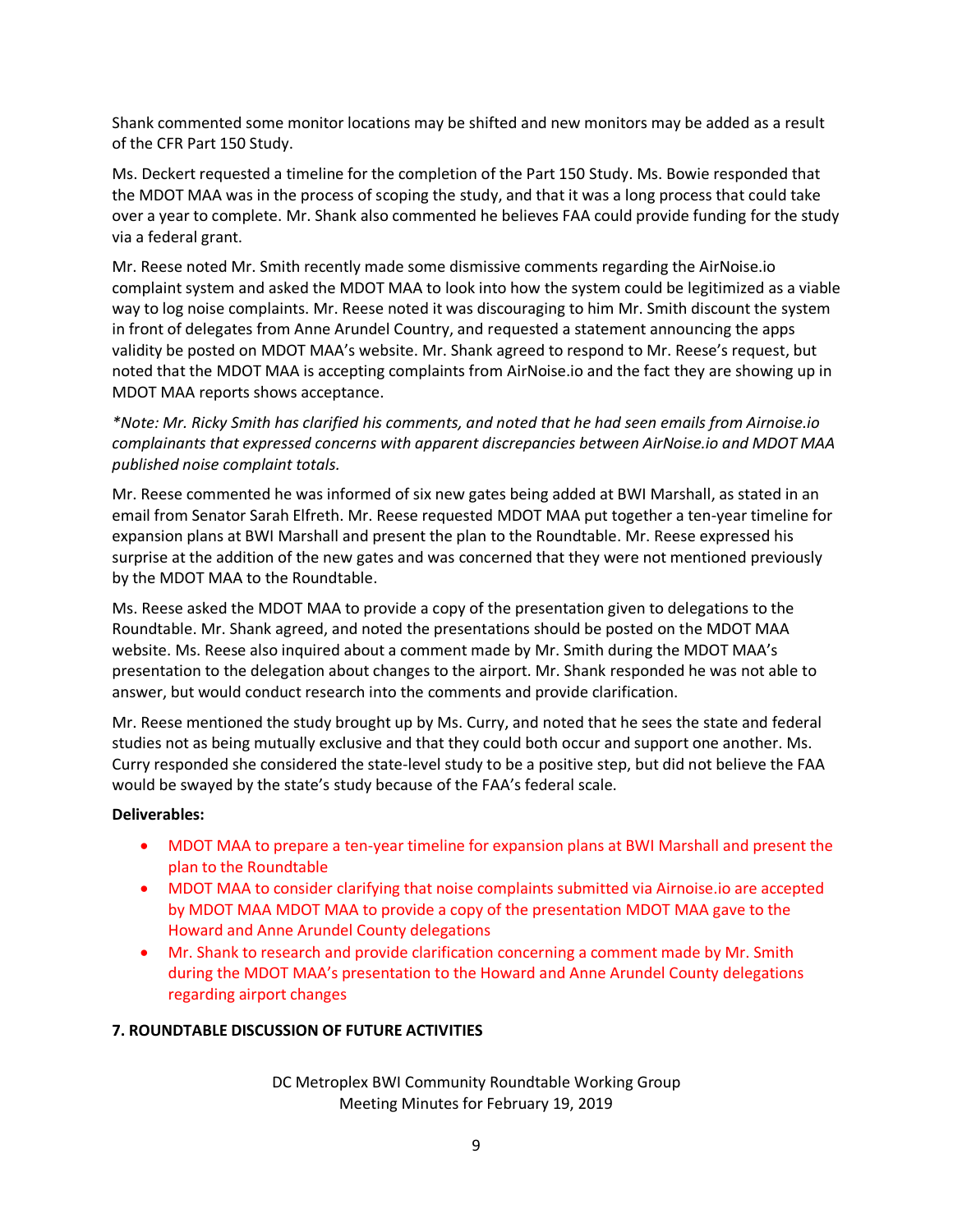Shank commented some monitor locations may be shifted and new monitors may be added as a result of the CFR Part 150 Study.

Ms. Deckert requested a timeline for the completion of the Part 150 Study. Ms. Bowie responded that the MDOT MAA was in the process of scoping the study, and that it was a long process that could take over a year to complete. Mr. Shank also commented he believes FAA could provide funding for the study via a federal grant.

Mr. Reese noted Mr. Smith recently made some dismissive comments regarding the AirNoise.io complaint system and asked the MDOT MAA to look into how the system could be legitimized as a viable way to log noise complaints. Mr. Reese noted it was discouraging to him Mr. Smith discount the system in front of delegates from Anne Arundel Country, and requested a statement announcing the apps validity be posted on MDOT MAA's website. Mr. Shank agreed to respond to Mr. Reese's request, but noted that the MDOT MAA is accepting complaints from AirNoise.io and the fact they are showing up in MDOT MAA reports shows acceptance.

*\*Note: Mr. Ricky Smith has clarified his comments, and noted that he had seen emails from Airnoise.io complainants that expressed concerns with apparent discrepancies between AirNoise.io and MDOT MAA published noise complaint totals.*

Mr. Reese commented he was informed of six new gates being added at BWI Marshall, as stated in an email from Senator Sarah Elfreth. Mr. Reese requested MDOT MAA put together a ten-year timeline for expansion plans at BWI Marshall and present the plan to the Roundtable. Mr. Reese expressed his surprise at the addition of the new gates and was concerned that they were not mentioned previously by the MDOT MAA to the Roundtable.

Ms. Reese asked the MDOT MAA to provide a copy of the presentation given to delegations to the Roundtable. Mr. Shank agreed, and noted the presentations should be posted on the MDOT MAA website. Ms. Reese also inquired about a comment made by Mr. Smith during the MDOT MAA's presentation to the delegation about changes to the airport. Mr. Shank responded he was not able to answer, but would conduct research into the comments and provide clarification.

Mr. Reese mentioned the study brought up by Ms. Curry, and noted that he sees the state and federal studies not as being mutually exclusive and that they could both occur and support one another. Ms. Curry responded she considered the state-level study to be a positive step, but did not believe the FAA would be swayed by the state's study because of the FAA's federal scale.

**Deliverables:**

- MDOT MAA to prepare a ten-year timeline for expansion plans at BWI Marshall and present the plan to the Roundtable
- MDOT MAA to consider clarifying that noise complaints submitted via Airnoise.io are accepted by MDOT MAA MDOT MAA to provide a copy of the presentation MDOT MAA gave to the Howard and Anne Arundel County delegations
- Mr. Shank to research and provide clarification concerning a comment made by Mr. Smith during the MDOT MAA's presentation to the Howard and Anne Arundel County delegations regarding airport changes

**7. ROUNDTABLE DISCUSSION OF FUTURE ACTIVITIES**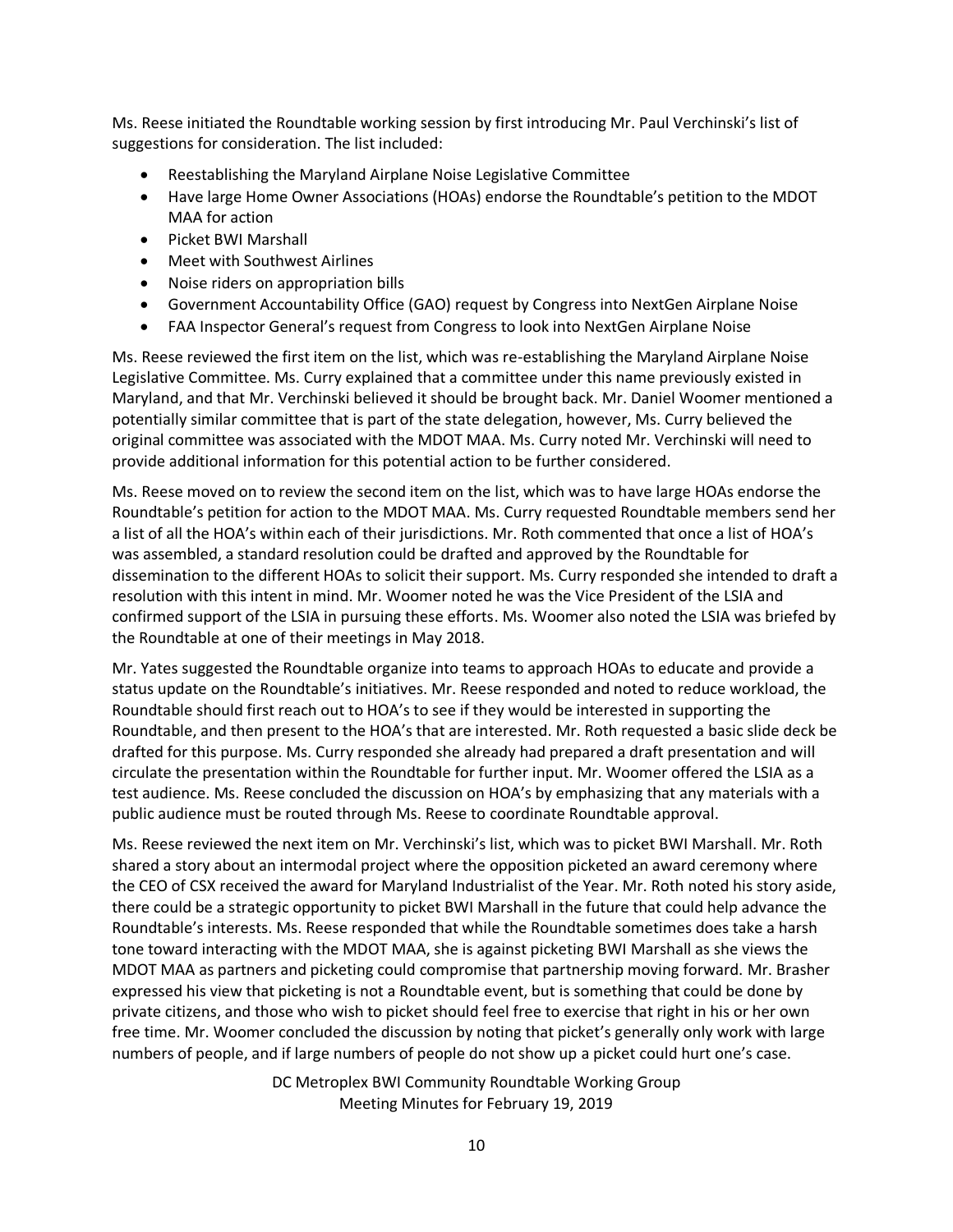Ms. Reese initiated the Roundtable working session by first introducing Mr. Paul Verchinski's list of suggestions for consideration. The list included:

- Reestablishing the Maryland Airplane Noise Legislative Committee
- Have large Home Owner Associations (HOAs) endorse the Roundtable's petition to the MDOT MAA for action
- Picket BWI Marshall
- Meet with Southwest Airlines
- Noise riders on appropriation bills
- Government Accountability Office (GAO) request by Congress into NextGen Airplane Noise
- FAA Inspector General's request from Congress to look into NextGen Airplane Noise

Ms. Reese reviewed the first item on the list, which was re-establishing the Maryland Airplane Noise Legislative Committee. Ms. Curry explained that a committee under this name previously existed in Maryland, and that Mr. Verchinski believed it should be brought back. Mr. Daniel Woomer mentioned a potentially similar committee that is part of the state delegation, however, Ms. Curry believed the original committee was associated with the MDOT MAA. Ms. Curry noted Mr. Verchinski will need to provide additional information for this potential action to be further considered.

Ms. Reese moved on to review the second item on the list, which was to have large HOAs endorse the Roundtable's petition for action to the MDOT MAA. Ms. Curry requested Roundtable members send her a list of all the HOA's within each of their jurisdictions. Mr. Roth commented that once a list of HOA's was assembled, a standard resolution could be drafted and approved by the Roundtable for dissemination to the different HOAs to solicit their support. Ms. Curry responded she intended to draft a resolution with this intent in mind. Mr. Woomer noted he was the Vice President of the LSIA and confirmed support of the LSIA in pursuing these efforts. Ms. Woomer also noted the LSIA was briefed by the Roundtable at one of their meetings in May 2018.

Mr. Yates suggested the Roundtable organize into teams to approach HOAs to educate and provide a status update on the Roundtable's initiatives. Mr. Reese responded and noted to reduce workload, the Roundtable should first reach out to HOA's to see if they would be interested in supporting the Roundtable, and then present to the HOA's that are interested. Mr. Roth requested a basic slide deck be drafted for this purpose. Ms. Curry responded she already had prepared a draft presentation and will circulate the presentation within the Roundtable for further input. Mr. Woomer offered the LSIA as a test audience. Ms. Reese concluded the discussion on HOA's by emphasizing that any materials with a public audience must be routed through Ms. Reese to coordinate Roundtable approval.

Ms. Reese reviewed the next item on Mr. Verchinski's list, which was to picket BWI Marshall. Mr. Roth shared a story about an intermodal project where the opposition picketed an award ceremony where the CEO of CSX received the award for Maryland Industrialist of the Year. Mr. Roth noted his story aside, there could be a strategic opportunity to picket BWI Marshall in the future that could help advance the Roundtable's interests. Ms. Reese responded that while the Roundtable sometimes does take a harsh tone toward interacting with the MDOT MAA, she is against picketing BWI Marshall as she views the MDOT MAA as partners and picketing could compromise that partnership moving forward. Mr. Brasher expressed his view that picketing is not a Roundtable event, but is something that could be done by private citizens, and those who wish to picket should feel free to exercise that right in his or her own free time. Mr. Woomer concluded the discussion by noting that picket's generally only work with large numbers of people, and if large numbers of people do not show up a picket could hurt one's case.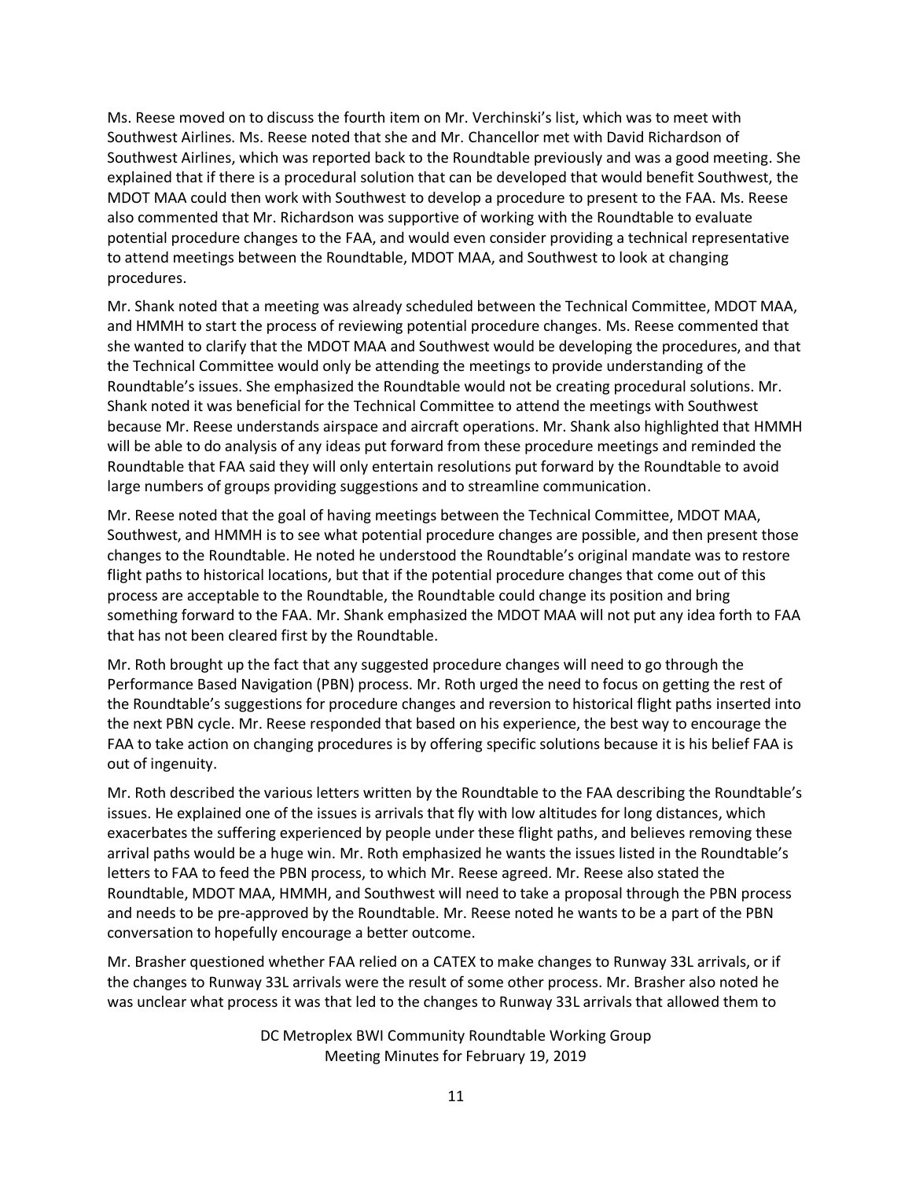Ms. Reese moved on to discuss the fourth item on Mr. Verchinski's list, which was to meet with Southwest Airlines. Ms. Reese noted that she and Mr. Chancellor met with David Richardson of Southwest Airlines, which was reported back to the Roundtable previously and was a good meeting. She explained that if there is a procedural solution that can be developed that would benefit Southwest, the MDOT MAA could then work with Southwest to develop a procedure to present to the FAA. Ms. Reese also commented that Mr. Richardson was supportive of working with the Roundtable to evaluate potential procedure changes to the FAA, and would even consider providing a technical representative to attend meetings between the Roundtable, MDOT MAA, and Southwest to look at changing procedures.

Mr. Shank noted that a meeting was already scheduled between the Technical Committee, MDOT MAA, and HMMH to start the process of reviewing potential procedure changes. Ms. Reese commented that she wanted to clarify that the MDOT MAA and Southwest would be developing the procedures, and that the Technical Committee would only be attending the meetings to provide understanding of the Roundtable's issues. She emphasized the Roundtable would not be creating procedural solutions. Mr. Shank noted it was beneficial for the Technical Committee to attend the meetings with Southwest because Mr. Reese understands airspace and aircraft operations. Mr. Shank also highlighted that HMMH will be able to do analysis of any ideas put forward from these procedure meetings and reminded the Roundtable that FAA said they will only entertain resolutions put forward by the Roundtable to avoid large numbers of groups providing suggestions and to streamline communication.

Mr. Reese noted that the goal of having meetings between the Technical Committee, MDOT MAA, Southwest, and HMMH is to see what potential procedure changes are possible, and then present those changes to the Roundtable. He noted he understood the Roundtable's original mandate was to restore flight paths to historical locations, but that if the potential procedure changes that come out of this process are acceptable to the Roundtable, the Roundtable could change its position and bring something forward to the FAA. Mr. Shank emphasized the MDOT MAA will not put any idea forth to FAA that has not been cleared first by the Roundtable.

Mr. Roth brought up the fact that any suggested procedure changes will need to go through the Performance Based Navigation (PBN) process. Mr. Roth urged the need to focus on getting the rest of the Roundtable's suggestions for procedure changes and reversion to historical flight paths inserted into the next PBN cycle. Mr. Reese responded that based on his experience, the best way to encourage the FAA to take action on changing procedures is by offering specific solutions because it is his belief FAA is out of ingenuity.

Mr. Roth described the various letters written by the Roundtable to the FAA describing the Roundtable's issues. He explained one of the issues is arrivals that fly with low altitudes for long distances, which exacerbates the suffering experienced by people under these flight paths, and believes removing these arrival paths would be a huge win. Mr. Roth emphasized he wants the issues listed in the Roundtable's letters to FAA to feed the PBN process, to which Mr. Reese agreed. Mr. Reese also stated the Roundtable, MDOT MAA, HMMH, and Southwest will need to take a proposal through the PBN process and needs to be pre-approved by the Roundtable. Mr. Reese noted he wants to be a part of the PBN conversation to hopefully encourage a better outcome.

Mr. Brasher questioned whether FAA relied on a CATEX to make changes to Runway 33L arrivals, or if the changes to Runway 33L arrivals were the result of some other process. Mr. Brasher also noted he was unclear what process it was that led to the changes to Runway 33L arrivals that allowed them to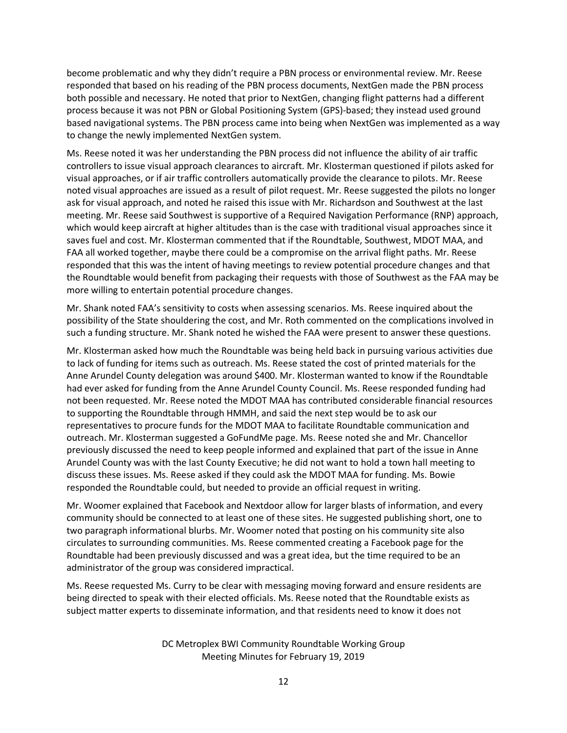become problematic and why they didn't require a PBN process or environmental review. Mr. Reese responded that based on his reading of the PBN process documents, NextGen made the PBN process both possible and necessary. He noted that prior to NextGen, changing flight patterns had a different process because it was not PBN or Global Positioning System (GPS)-based; they instead used ground based navigational systems. The PBN process came into being when NextGen was implemented as a way to change the newly implemented NextGen system.

Ms. Reese noted it was her understanding the PBN process did not influence the ability of air traffic controllers to issue visual approach clearances to aircraft. Mr. Klosterman questioned if pilots asked for visual approaches, or if air traffic controllers automatically provide the clearance to pilots. Mr. Reese noted visual approaches are issued as a result of pilot request. Mr. Reese suggested the pilots no longer ask for visual approach, and noted he raised this issue with Mr. Richardson and Southwest at the last meeting. Mr. Reese said Southwest is supportive of a Required Navigation Performance (RNP) approach, which would keep aircraft at higher altitudes than is the case with traditional visual approaches since it saves fuel and cost. Mr. Klosterman commented that if the Roundtable, Southwest, MDOT MAA, and FAA all worked together, maybe there could be a compromise on the arrival flight paths. Mr. Reese responded that this was the intent of having meetings to review potential procedure changes and that the Roundtable would benefit from packaging their requests with those of Southwest as the FAA may be more willing to entertain potential procedure changes.

Mr. Shank noted FAA's sensitivity to costs when assessing scenarios. Ms. Reese inquired about the possibility of the State shouldering the cost, and Mr. Roth commented on the complications involved in such a funding structure. Mr. Shank noted he wished the FAA were present to answer these questions.

Mr. Klosterman asked how much the Roundtable was being held back in pursuing various activities due to lack of funding for items such as outreach. Ms. Reese stated the cost of printed materials for the Anne Arundel County delegation was around $400. Mr. Klosterman wanted to know if the Roundtable had ever asked for funding from the Anne Arundel County Council. Ms. Reese responded funding had not been requested. Mr. Reese noted the MDOT MAA has contributed considerable financial resources to supporting the Roundtable through HMMH, and said the next step would be to ask our representatives to procure funds for the MDOT MAA to facilitate Roundtable communication and outreach. Mr. Klosterman suggested a GoFundMe page. Ms. Reese noted she and Mr. Chancellor previously discussed the need to keep people informed and explained that part of the issue in Anne Arundel County was with the last County Executive; he did not want to hold a town hall meeting to discuss these issues. Ms. Reese asked if they could ask the MDOT MAA for funding. Ms. Bowie responded the Roundtable could, but needed to provide an official request in writing.

Mr. Woomer explained that Facebook and Nextdoor allow for larger blasts of information, and every community should be connected to at least one of these sites. He suggested publishing short, one to two paragraph informational blurbs. Mr. Woomer noted that posting on his community site also circulates to surrounding communities. Ms. Reese commented creating a Facebook page for the Roundtable had been previously discussed and was a great idea, but the time required to be an administrator of the group was considered impractical.

Ms. Reese requested Ms. Curry to be clear with messaging moving forward and ensure residents are being directed to speak with their elected officials. Ms. Reese noted that the Roundtable exists as subject matter experts to disseminate information, and that residents need to know it does not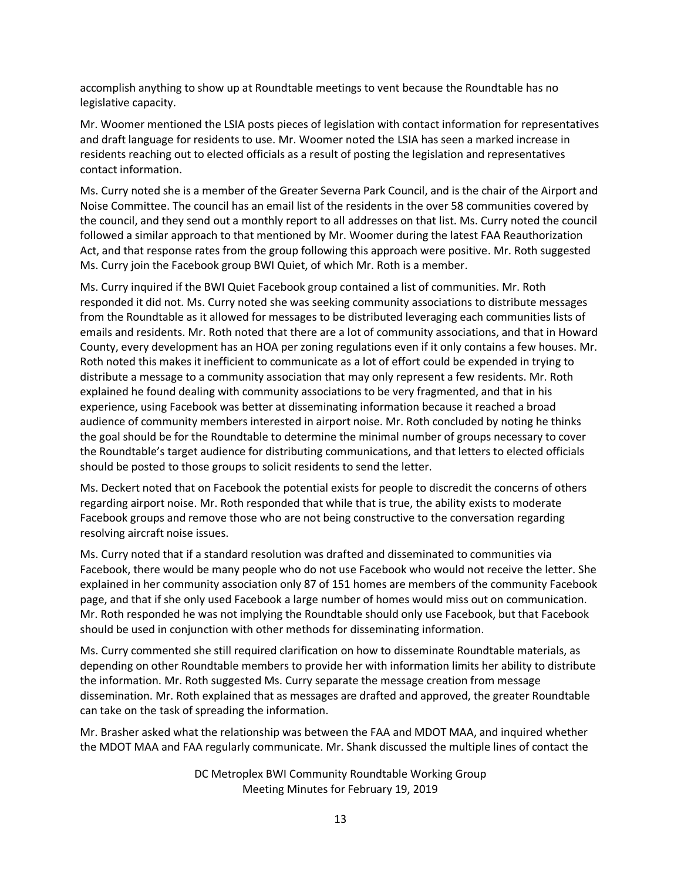accomplish anything to show up at Roundtable meetings to vent because the Roundtable has no legislative capacity.

Mr. Woomer mentioned the LSIA posts pieces of legislation with contact information for representatives and draft language for residents to use. Mr. Woomer noted the LSIA has seen a marked increase in residents reaching out to elected officials as a result of posting the legislation and representatives contact information.

Ms. Curry noted she is a member of the Greater Severna Park Council, and is the chair of the Airport and Noise Committee. The council has an email list of the residents in the over 58 communities covered by the council, and they send out a monthly report to all addresses on that list. Ms. Curry noted the council followed a similar approach to that mentioned by Mr. Woomer during the latest FAA Reauthorization Act, and that response rates from the group following this approach were positive. Mr. Roth suggested Ms. Curry join the Facebook group BWI Quiet, of which Mr. Roth is a member.

Ms. Curry inquired if the BWI Quiet Facebook group contained a list of communities. Mr. Roth responded it did not. Ms. Curry noted she was seeking community associations to distribute messages from the Roundtable as it allowed for messages to be distributed leveraging each communities lists of emails and residents. Mr. Roth noted that there are a lot of community associations, and that in Howard County, every development has an HOA per zoning regulations even if it only contains a few houses. Mr. Roth noted this makes it inefficient to communicate as a lot of effort could be expended in trying to distribute a message to a community association that may only represent a few residents. Mr. Roth explained he found dealing with community associations to be very fragmented, and that in his experience, using Facebook was better at disseminating information because it reached a broad audience of community members interested in airport noise. Mr. Roth concluded by noting he thinks the goal should be for the Roundtable to determine the minimal number of groups necessary to cover the Roundtable's target audience for distributing communications, and that letters to elected officials should be posted to those groups to solicit residents to send the letter.

Ms. Deckert noted that on Facebook the potential exists for people to discredit the concerns of others regarding airport noise. Mr. Roth responded that while that is true, the ability exists to moderate Facebook groups and remove those who are not being constructive to the conversation regarding resolving aircraft noise issues.

Ms. Curry noted that if a standard resolution was drafted and disseminated to communities via Facebook, there would be many people who do not use Facebook who would not receive the letter. She explained in her community association only 87 of 151 homes are members of the community Facebook page, and that if she only used Facebook a large number of homes would miss out on communication. Mr. Roth responded he was not implying the Roundtable should only use Facebook, but that Facebook should be used in conjunction with other methods for disseminating information.

Ms. Curry commented she still required clarification on how to disseminate Roundtable materials, as depending on other Roundtable members to provide her with information limits her ability to distribute the information. Mr. Roth suggested Ms. Curry separate the message creation from message dissemination. Mr. Roth explained that as messages are drafted and approved, the greater Roundtable can take on the task of spreading the information.

Mr. Brasher asked what the relationship was between the FAA and MDOT MAA, and inquired whether the MDOT MAA and FAA regularly communicate. Mr. Shank discussed the multiple lines of contact the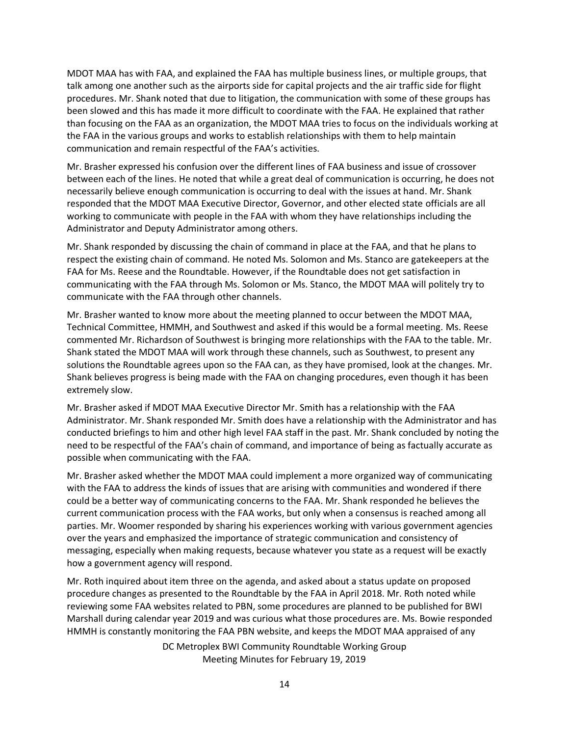MDOT MAA has with FAA, and explained the FAA has multiple business lines, or multiple groups, that talk among one another such as the airports side for capital projects and the air traffic side for flight procedures. Mr. Shank noted that due to litigation, the communication with some of these groups has been slowed and this has made it more difficult to coordinate with the FAA. He explained that rather than focusing on the FAA as an organization, the MDOT MAA tries to focus on the individuals working at the FAA in the various groups and works to establish relationships with them to help maintain communication and remain respectful of the FAA's activities.

Mr. Brasher expressed his confusion over the different lines of FAA business and issue of crossover between each of the lines. He noted that while a great deal of communication is occurring, he does not necessarily believe enough communication is occurring to deal with the issues at hand. Mr. Shank responded that the MDOT MAA Executive Director, Governor, and other elected state officials are all working to communicate with people in the FAA with whom they have relationships including the Administrator and Deputy Administrator among others.

Mr. Shank responded by discussing the chain of command in place at the FAA, and that he plans to respect the existing chain of command. He noted Ms. Solomon and Ms. Stanco are gatekeepers at the FAA for Ms. Reese and the Roundtable. However, if the Roundtable does not get satisfaction in communicating with the FAA through Ms. Solomon or Ms. Stanco, the MDOT MAA will politely try to communicate with the FAA through other channels.

Mr. Brasher wanted to know more about the meeting planned to occur between the MDOT MAA, Technical Committee, HMMH, and Southwest and asked if this would be a formal meeting. Ms. Reese commented Mr. Richardson of Southwest is bringing more relationships with the FAA to the table. Mr. Shank stated the MDOT MAA will work through these channels, such as Southwest, to present any solutions the Roundtable agrees upon so the FAA can, as they have promised, look at the changes. Mr. Shank believes progress is being made with the FAA on changing procedures, even though it has been extremely slow.

Mr. Brasher asked if MDOT MAA Executive Director Mr. Smith has a relationship with the FAA Administrator. Mr. Shank responded Mr. Smith does have a relationship with the Administrator and has conducted briefings to him and other high level FAA staff in the past. Mr. Shank concluded by noting the need to be respectful of the FAA's chain of command, and importance of being as factually accurate as possible when communicating with the FAA.

Mr. Brasher asked whether the MDOT MAA could implement a more organized way of communicating with the FAA to address the kinds of issues that are arising with communities and wondered if there could be a better way of communicating concerns to the FAA. Mr. Shank responded he believes the current communication process with the FAA works, but only when a consensus is reached among all parties. Mr. Woomer responded by sharing his experiences working with various government agencies over the years and emphasized the importance of strategic communication and consistency of messaging, especially when making requests, because whatever you state as a request will be exactly how a government agency will respond.

Mr. Roth inquired about item three on the agenda, and asked about a status update on proposed procedure changes as presented to the Roundtable by the FAA in April 2018. Mr. Roth noted while reviewing some FAA websites related to PBN, some procedures are planned to be published for BWI Marshall during calendar year 2019 and was curious what those procedures are. Ms. Bowie responded HMMH is constantly monitoring the FAA PBN website, and keeps the MDOT MAA appraised of any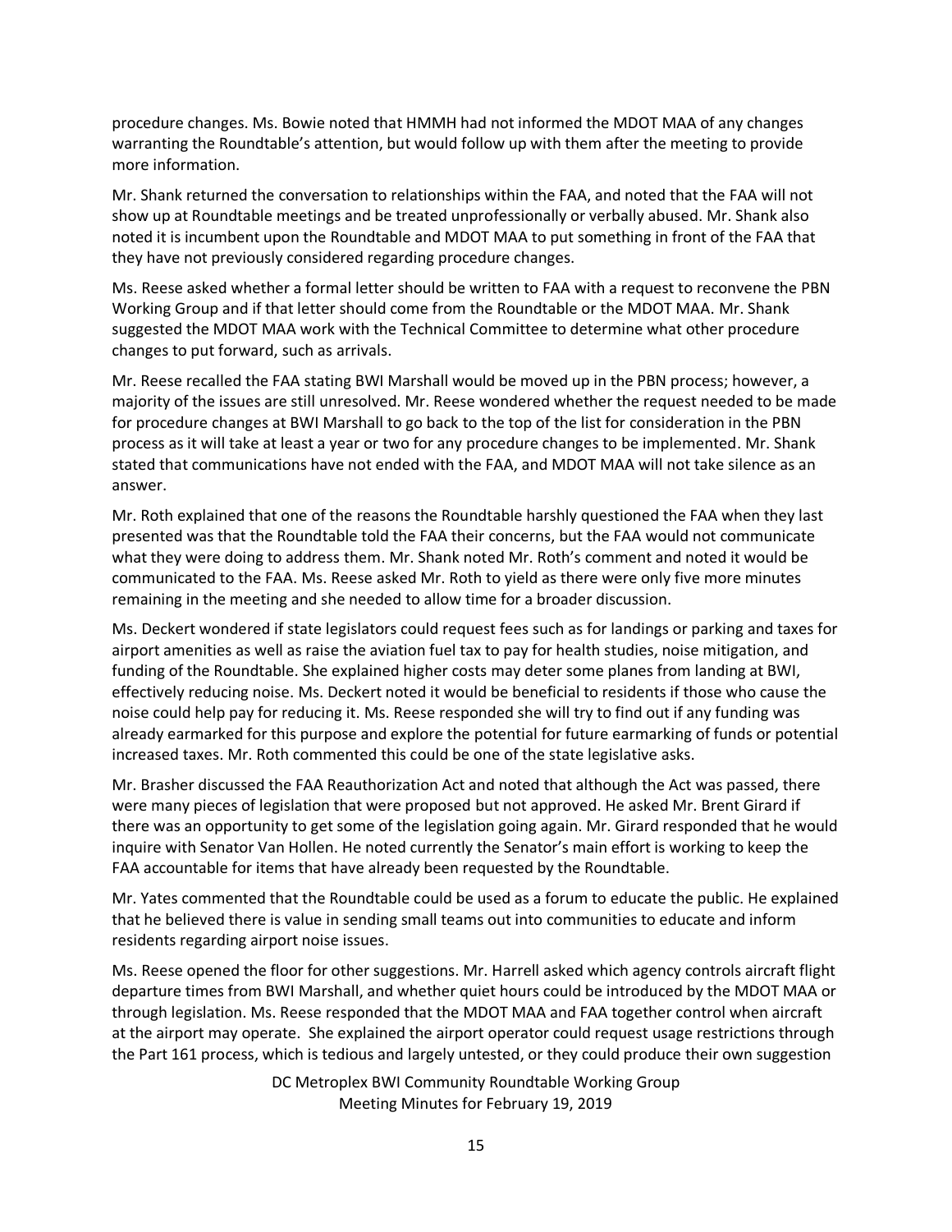procedure changes. Ms. Bowie noted that HMMH had not informed the MDOT MAA of any changes warranting the Roundtable's attention, but would follow up with them after the meeting to provide more information.

Mr. Shank returned the conversation to relationships within the FAA, and noted that the FAA will not show up at Roundtable meetings and be treated unprofessionally or verbally abused. Mr. Shank also noted it is incumbent upon the Roundtable and MDOT MAA to put something in front of the FAA that they have not previously considered regarding procedure changes.

Ms. Reese asked whether a formal letter should be written to FAA with a request to reconvene the PBN Working Group and if that letter should come from the Roundtable or the MDOT MAA. Mr. Shank suggested the MDOT MAA work with the Technical Committee to determine what other procedure changes to put forward, such as arrivals.

Mr. Reese recalled the FAA stating BWI Marshall would be moved up in the PBN process; however, a majority of the issues are still unresolved. Mr. Reese wondered whether the request needed to be made for procedure changes at BWI Marshall to go back to the top of the list for consideration in the PBN process as it will take at least a year or two for any procedure changes to be implemented. Mr. Shank stated that communications have not ended with the FAA, and MDOT MAA will not take silence as an answer.

Mr. Roth explained that one of the reasons the Roundtable harshly questioned the FAA when they last presented was that the Roundtable told the FAA their concerns, but the FAA would not communicate what they were doing to address them. Mr. Shank noted Mr. Roth's comment and noted it would be communicated to the FAA. Ms. Reese asked Mr. Roth to yield as there were only five more minutes remaining in the meeting and she needed to allow time for a broader discussion.

Ms. Deckert wondered if state legislators could request fees such as for landings or parking and taxes for airport amenities as well as raise the aviation fuel tax to pay for health studies, noise mitigation, and funding of the Roundtable. She explained higher costs may deter some planes from landing at BWI, effectively reducing noise. Ms. Deckert noted it would be beneficial to residents if those who cause the noise could help pay for reducing it. Ms. Reese responded she will try to find out if any funding was already earmarked for this purpose and explore the potential for future earmarking of funds or potential increased taxes. Mr. Roth commented this could be one of the state legislative asks.

Mr. Brasher discussed the FAA Reauthorization Act and noted that although the Act was passed, there were many pieces of legislation that were proposed but not approved. He asked Mr. Brent Girard if there was an opportunity to get some of the legislation going again. Mr. Girard responded that he would inquire with Senator Van Hollen. He noted currently the Senator's main effort is working to keep the FAA accountable for items that have already been requested by the Roundtable.

Mr. Yates commented that the Roundtable could be used as a forum to educate the public. He explained that he believed there is value in sending small teams out into communities to educate and inform residents regarding airport noise issues.

Ms. Reese opened the floor for other suggestions. Mr. Harrell asked which agency controls aircraft flight departure times from BWI Marshall, and whether quiet hours could be introduced by the MDOT MAA or through legislation. Ms. Reese responded that the MDOT MAA and FAA together control when aircraft at the airport may operate. She explained the airport operator could request usage restrictions through the Part 161 process, which is tedious and largely untested, or they could produce their own suggestion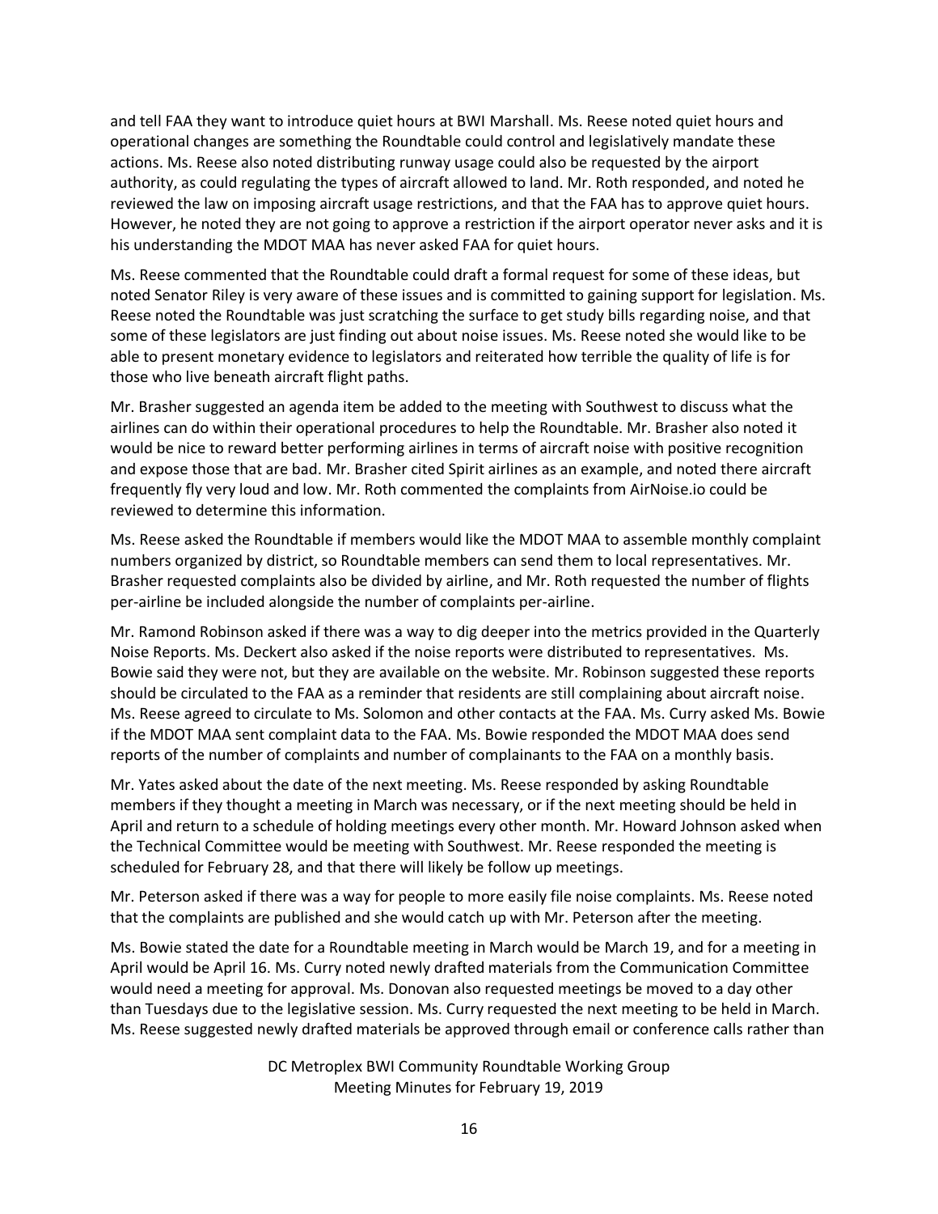and tell FAA they want to introduce quiet hours at BWI Marshall. Ms. Reese noted quiet hours and operational changes are something the Roundtable could control and legislatively mandate these actions. Ms. Reese also noted distributing runway usage could also be requested by the airport authority, as could regulating the types of aircraft allowed to land. Mr. Roth responded, and noted he reviewed the law on imposing aircraft usage restrictions, and that the FAA has to approve quiet hours. However, he noted they are not going to approve a restriction if the airport operator never asks and it is his understanding the MDOT MAA has never asked FAA for quiet hours.

Ms. Reese commented that the Roundtable could draft a formal request for some of these ideas, but noted Senator Riley is very aware of these issues and is committed to gaining support for legislation. Ms. Reese noted the Roundtable was just scratching the surface to get study bills regarding noise, and that some of these legislators are just finding out about noise issues. Ms. Reese noted she would like to be able to present monetary evidence to legislators and reiterated how terrible the quality of life is for those who live beneath aircraft flight paths.

Mr. Brasher suggested an agenda item be added to the meeting with Southwest to discuss what the airlines can do within their operational procedures to help the Roundtable. Mr. Brasher also noted it would be nice to reward better performing airlines in terms of aircraft noise with positive recognition and expose those that are bad. Mr. Brasher cited Spirit airlines as an example, and noted there aircraft frequently fly very loud and low. Mr. Roth commented the complaints from AirNoise.io could be reviewed to determine this information.

Ms. Reese asked the Roundtable if members would like the MDOT MAA to assemble monthly complaint numbers organized by district, so Roundtable members can send them to local representatives. Mr. Brasher requested complaints also be divided by airline, and Mr. Roth requested the number of flights per-airline be included alongside the number of complaints per-airline.

Mr. Ramond Robinson asked if there was a way to dig deeper into the metrics provided in the Quarterly Noise Reports. Ms. Deckert also asked if the noise reports were distributed to representatives. Ms. Bowie said they were not, but they are available on the website. Mr. Robinson suggested these reports should be circulated to the FAA as a reminder that residents are still complaining about aircraft noise. Ms. Reese agreed to circulate to Ms. Solomon and other contacts at the FAA. Ms. Curry asked Ms. Bowie if the MDOT MAA sent complaint data to the FAA. Ms. Bowie responded the MDOT MAA does send reports of the number of complaints and number of complainants to the FAA on a monthly basis.

Mr. Yates asked about the date of the next meeting. Ms. Reese responded by asking Roundtable members if they thought a meeting in March was necessary, or if the next meeting should be held in April and return to a schedule of holding meetings every other month. Mr. Howard Johnson asked when the Technical Committee would be meeting with Southwest. Mr. Reese responded the meeting is scheduled for February 28, and that there will likely be follow up meetings.

Mr. Peterson asked if there was a way for people to more easily file noise complaints. Ms. Reese noted that the complaints are published and she would catch up with Mr. Peterson after the meeting.

Ms. Bowie stated the date for a Roundtable meeting in March would be March 19, and for a meeting in April would be April 16. Ms. Curry noted newly drafted materials from the Communication Committee would need a meeting for approval. Ms. Donovan also requested meetings be moved to a day other than Tuesdays due to the legislative session. Ms. Curry requested the next meeting to be held in March. Ms. Reese suggested newly drafted materials be approved through email or conference calls rather than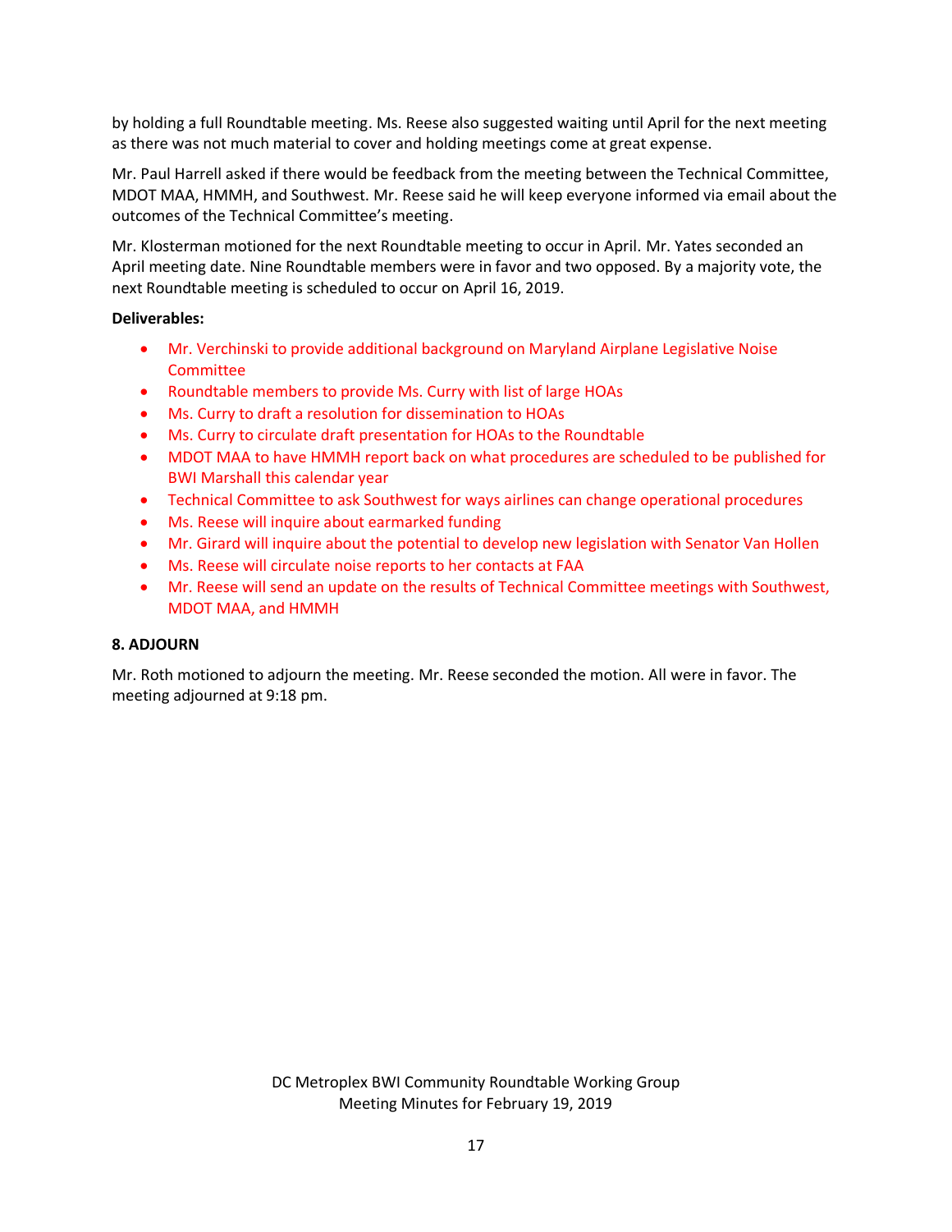by holding a full Roundtable meeting. Ms. Reese also suggested waiting until April for the next meeting as there was not much material to cover and holding meetings come at great expense.

Mr. Paul Harrell asked if there would be feedback from the meeting between the Technical Committee, MDOT MAA, HMMH, and Southwest. Mr. Reese said he will keep everyone informed via email about the outcomes of the Technical Committee's meeting.

Mr. Klosterman motioned for the next Roundtable meeting to occur in April. Mr. Yates seconded an April meeting date. Nine Roundtable members were in favor and two opposed. By a majority vote, the next Roundtable meeting is scheduled to occur on April 16, 2019.

**Deliverables:**

- Mr. Verchinski to provide additional background on Maryland Airplane Legislative Noise Committee
- Roundtable members to provide Ms. Curry with list of large HOAs
- Ms. Curry to draft a resolution for dissemination to HOAs
- Ms. Curry to circulate draft presentation for HOAs to the Roundtable
- MDOT MAA to have HMMH report back on what procedures are scheduled to be published for BWI Marshall this calendar year
- Technical Committee to ask Southwest for ways airlines can change operational procedures
- Ms. Reese will inquire about earmarked funding
- Mr. Girard will inquire about the potential to develop new legislation with Senator Van Hollen
- Ms. Reese will circulate noise reports to her contacts at FAA
- Mr. Reese will send an update on the results of Technical Committee meetings with Southwest, MDOT MAA, and HMMH

**8. ADJOURN**

Mr. Roth motioned to adjourn the meeting. Mr. Reese seconded the motion. All were in favor. The meeting adjourned at 9:18 pm.